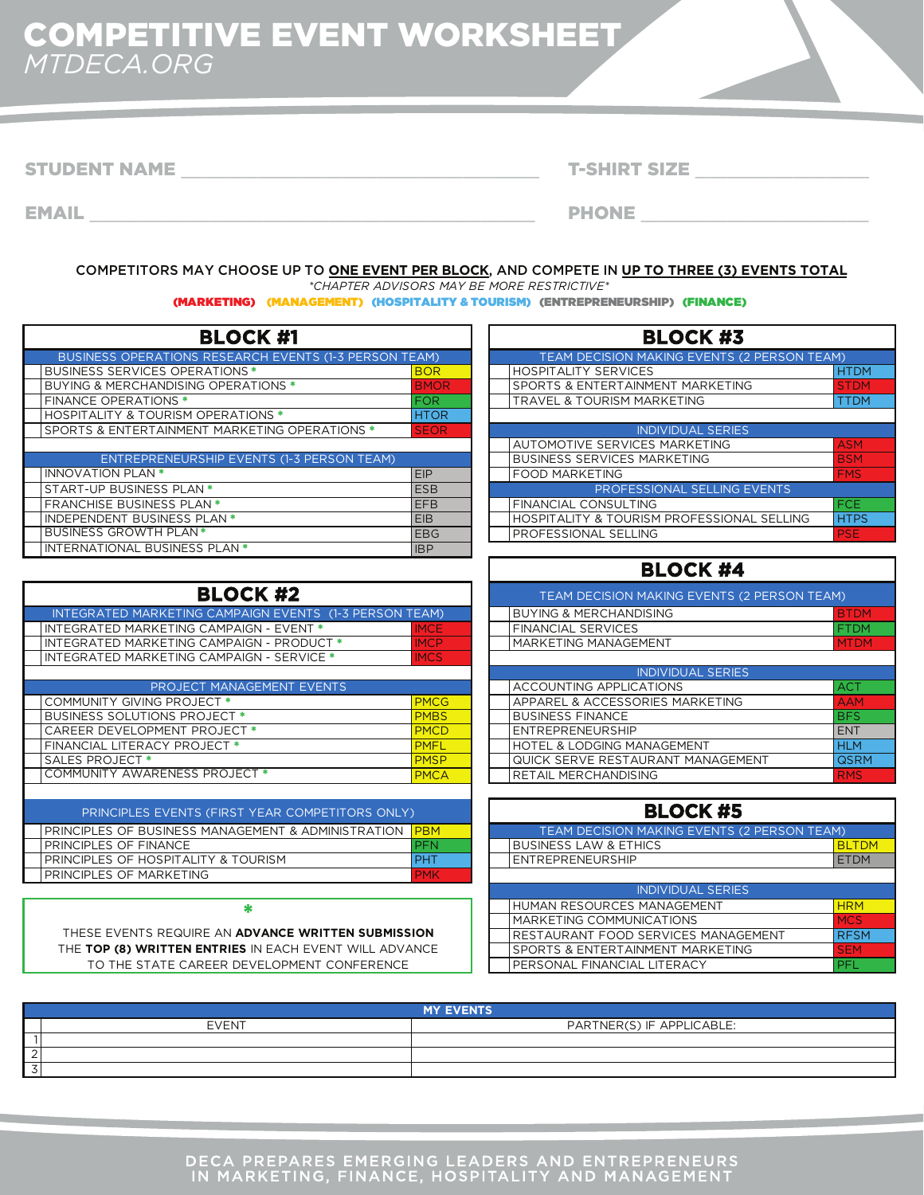# COMPETITIVE EVENT WORKSHEET

*MTDECA.ORG*

**STUDENT NAME** ______________________________ **T-SHIRT SIZE** ______________

**EMAIL** ______________________________ **PHONE** ______________

COMPETITORS MAY CHOOSE UP TO **ONE EVENT PER BLOCK**, AND COMPETE IN **UP TO THREE (3) EVENTS TOTAL**

*\*CHAPTER ADVISORS MAY BE MORE RESTRICTIVE\**

**(MARKETING) (MANAGEMENT) (HOSPITALITY & TOURISM) (ENTREPRENEURSHIP) (FINANCE)**

## BLOCK #1

| | BUSINESS OPERATIONS RESEARCH EVENTS (1-3 PERSON TEAM) | |
|---|---|---|
| | BUSINESS SERVICES OPERATIONS * | BOR |
| | BUYING & MERCHANDISING OPERATIONS * | BMOR |
| | FINANCE OPERATIONS * | FOR |
| | HOSPITALITY & TOURISM OPERATIONS * | HTOR |
| | SPORTS & ENTERTAINMENT MARKETING OPERATIONS * | SEOR |
| | **ENTREPRENEURSHIP EVENTS (1-3 PERSON TEAM)** | |
| | INNOVATION PLAN * | EIP |
| | START-UP BUSINESS PLAN * | ESB |
| | FRANCHISE BUSINESS PLAN * | EFB |
| | INDEPENDENT BUSINESS PLAN * | EIB |
| | BUSINESS GROWTH PLAN * | EBG |
| | INTERNATIONAL BUSINESS PLAN * | IBP |

## BLOCK #2

| | INTEGRATED MARKETING CAMPAIGN EVENTS (1-3 PERSON TEAM) | |
|---|---|---|
| | INTEGRATED MARKETING CAMPAIGN - EVENT * | IMCE |
| | INTEGRATED MARKETING CAMPAIGN - PRODUCT * | IMCP |
| | INTEGRATED MARKETING CAMPAIGN - SERVICE * | IMCS |
| | **PROJECT MANAGEMENT EVENTS** | |
| | COMMUNITY GIVING PROJECT * | PMCG |
| | BUSINESS SOLUTIONS PROJECT * | PMBS |
| | CAREER DEVELOPMENT PROJECT * | PMCD |
| | FINANCIAL LITERACY PROJECT * | PMFL |
| | SALES PROJECT * | PMSP |
| | COMMUNITY AWARENESS PROJECT * | PMCA |
| | **PRINCIPLES EVENTS (FIRST YEAR COMPETITORS ONLY)** | |
| | PRINCIPLES OF BUSINESS MANAGEMENT & ADMINISTRATION | PBM |
| | PRINCIPLES OF FINANCE | PFN |
| | PRINCIPLES OF HOSPITALITY & TOURISM | PHT |
| | PRINCIPLES OF MARKETING | PMK |

\*

THESE EVENTS REQUIRE AN **ADVANCE WRITTEN SUBMISSION**
THE **TOP (8) WRITTEN ENTRIES** IN EACH EVENT WILL ADVANCE TO THE STATE CAREER DEVELOPMENT CONFERENCE

## BLOCK #3

| | TEAM DECISION MAKING EVENTS (2 PERSON TEAM) | |
|---|---|---|
| | HOSPITALITY SERVICES | HTDM |
| | SPORTS & ENTERTAINMENT MARKETING | STDM |
| | TRAVEL & TOURISM MARKETING | TTDM |
| | **INDIVIDUAL SERIES** | |
| | AUTOMOTIVE SERVICES MARKETING | ASM |
| | BUSINESS SERVICES MARKETING | BSM |
| | FOOD MARKETING | FMS |
| | **PROFESSIONAL SELLING EVENTS** | |
| | FINANCIAL CONSULTING | FCE |
| | HOSPITALITY & TOURISM PROFESSIONAL SELLING | HTPS |
| | PROFESSIONAL SELLING | PSE |

## BLOCK #4

| | TEAM DECISION MAKING EVENTS (2 PERSON TEAM) | |
|---|---|---|
| | BUYING & MERCHANDISING | BTDM |
| | FINANCIAL SERVICES | FTDM |
| | MARKETING MANAGEMENT | MTDM |
| | **INDIVIDUAL SERIES** | |
| | ACCOUNTING APPLICATIONS | ACT |
| | APPAREL & ACCESSORIES MARKETING | AAM |
| | BUSINESS FINANCE | BFS |
| | ENTREPRENEURSHIP | ENT |
| | HOTEL & LODGING MANAGEMENT | HLM |
| | QUICK SERVE RESTAURANT MANAGEMENT | QSRM |
| | RETAIL MERCHANDISING | RMS |

## BLOCK #5

| | TEAM DECISION MAKING EVENTS (2 PERSON TEAM) | |
|---|---|---|
| | BUSINESS LAW & ETHICS | BLTDM |
| | ENTREPRENEURSHIP | ETDM |
| | **INDIVIDUAL SERIES** | |
| | HUMAN RESOURCES MANAGEMENT | HRM |
| | MARKETING COMMUNICATIONS | MCS |
| | RESTAURANT FOOD SERVICES MANAGEMENT | RFSM |
| | SPORTS & ENTERTAINMENT MARKETING | SEM |
| | PERSONAL FINANCIAL LITERACY | PFL |

## MY EVENTS

| | EVENT | PARTNER(S) IF APPLICABLE: |
|---|---|---|
| 1 | | |
| 2 | | |
| 3 | | |

DECA PREPARES EMERGING LEADERS AND ENTREPRENEURS IN MARKETING, FINANCE, HOSPITALITY AND MANAGEMENT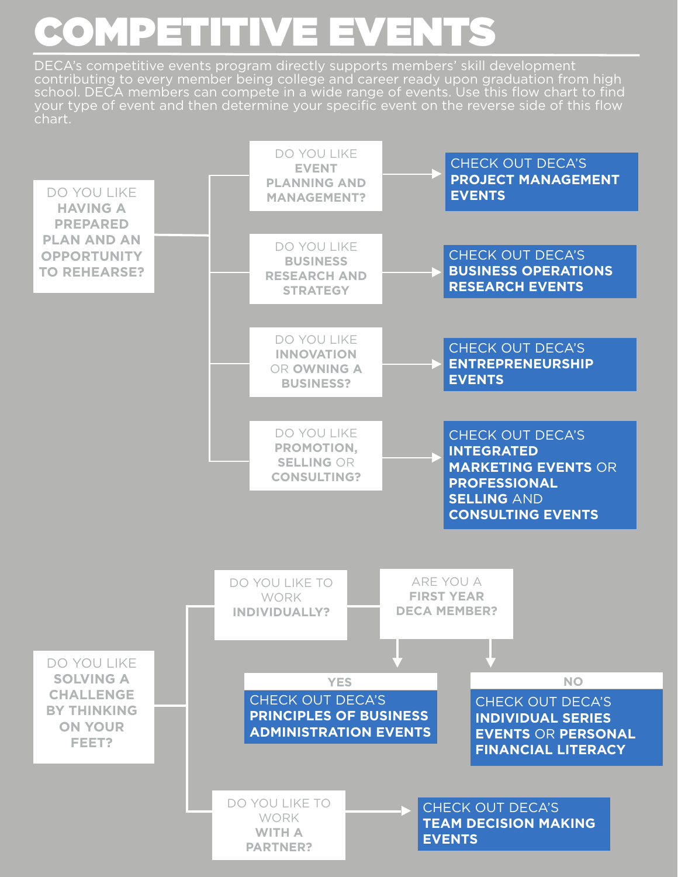# COMPETITIVE EVENTS

DECA's competitive events program directly supports members' skill development contributing to every member being college and career ready upon graduation from high school. DECA members can compete in a wide range of events. Use this flow chart to find your type of event and then determine your specific event on the reverse side of this flow chart.

DO YOU LIKE **HAVING A PREPARED PLAN AND AN OPPORTUNITY TO REHEARSE?**

DO YOU LIKE **EVENT PLANNING AND MANAGEMENT?**

CHECK OUT DECA'S **PROJECT MANAGEMENT EVENTS**

DO YOU LIKE **BUSINESS RESEARCH AND STRATEGY**

CHECK OUT DECA'S **BUSINESS OPERATIONS RESEARCH EVENTS**

DO YOU LIKE **INNOVATION** OR **OWNING A BUSINESS?**

CHECK OUT DECA'S **ENTREPRENEURSHIP EVENTS**

DO YOU LIKE **PROMOTION, SELLING** OR **CONSULTING?**

CHECK OUT DECA'S **INTEGRATED MARKETING EVENTS** OR **PROFESSIONAL SELLING** AND **CONSULTING EVENTS**

DO YOU LIKE **SOLVING A CHALLENGE BY THINKING ON YOUR FEET?**

DO YOU LIKE TO WORK **INDIVIDUALLY?**

ARE YOU A **FIRST YEAR DECA MEMBER?**

**YES**

CHECK OUT DECA'S **PRINCIPLES OF BUSINESS ADMINISTRATION EVENTS**

**NO**

CHECK OUT DECA'S **INDIVIDUAL SERIES EVENTS** OR **PERSONAL FINANCIAL LITERACY**

DO YOU LIKE TO WORK **WITH A PARTNER?**

CHECK OUT DECA'S **TEAM DECISION MAKING EVENTS**